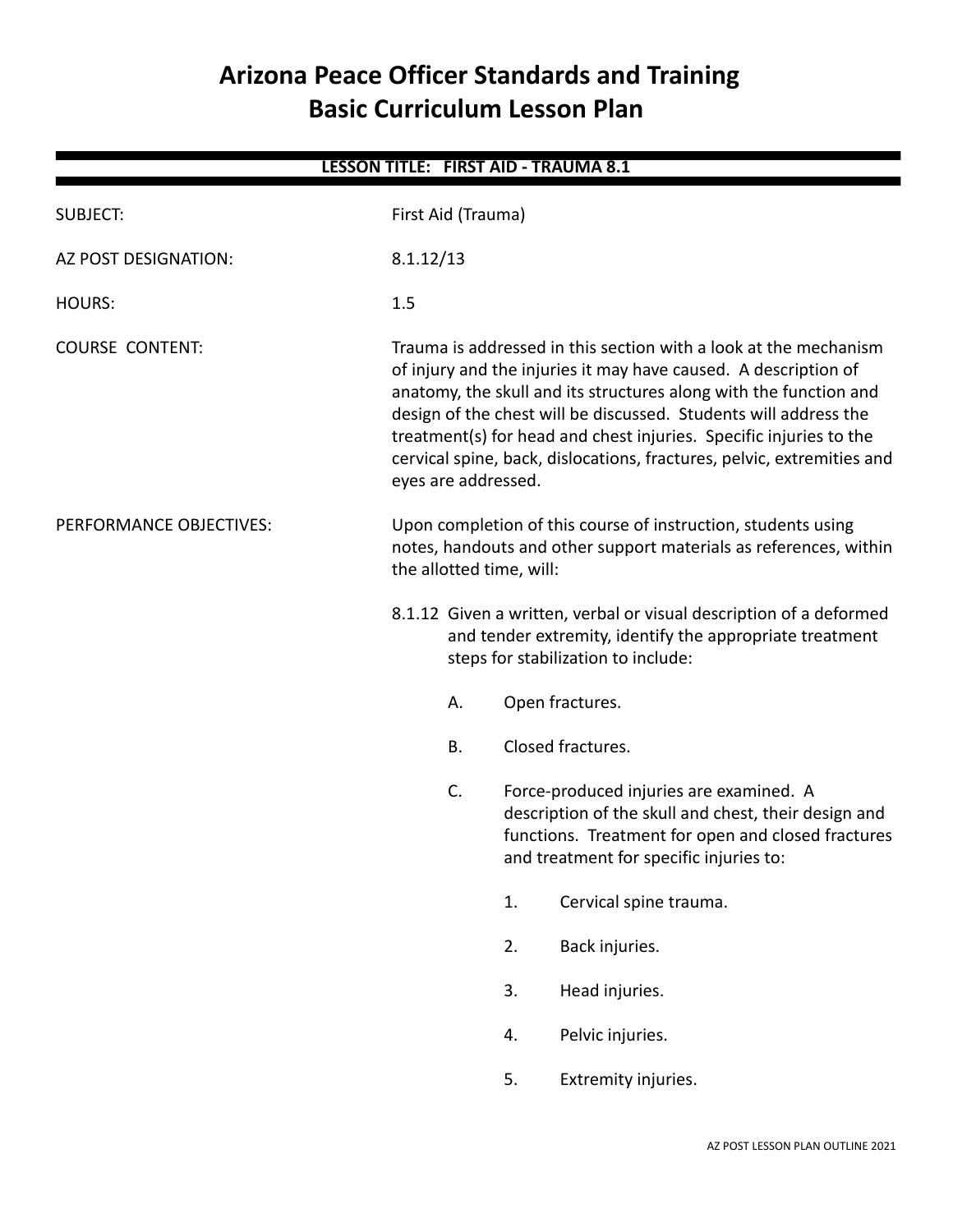# Arizona Peace Officer Standards and Training
# Basic Curriculum Lesson Plan

**LESSON TITLE: FIRST AID - TRAUMA 8.1**

SUBJECT: First Aid (Trauma)

AZ POST DESIGNATION: 8.1.12/13

HOURS: 1.5

COURSE CONTENT: Trauma is addressed in this section with a look at the mechanism of injury and the injuries it may have caused. A description of anatomy, the skull and its structures along with the function and design of the chest will be discussed. Students will address the treatment(s) for head and chest injuries. Specific injuries to the cervical spine, back, dislocations, fractures, pelvic, extremities and eyes are addressed.

PERFORMANCE OBJECTIVES: Upon completion of this course of instruction, students using notes, handouts and other support materials as references, within the allotted time, will:

8.1.12 Given a written, verbal or visual description of a deformed and tender extremity, identify the appropriate treatment steps for stabilization to include:

- A. Open fractures.
- B. Closed fractures.
- C. Force-produced injuries are examined. A description of the skull and chest, their design and functions. Treatment for open and closed fractures and treatment for specific injuries to:
  1. Cervical spine trauma.
  2. Back injuries.
  3. Head injuries.
  4. Pelvic injuries.
  5. Extremity injuries.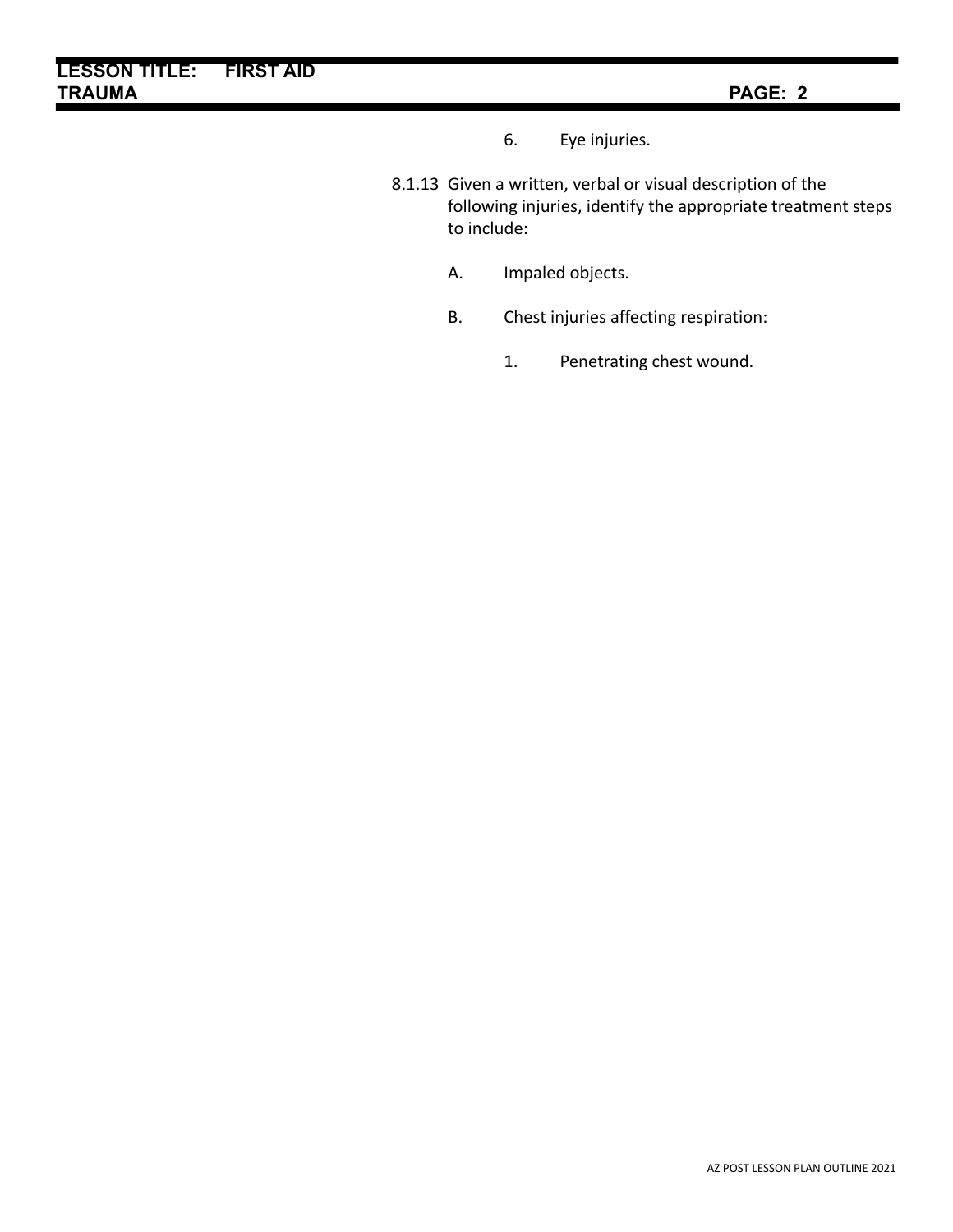6. Eye injuries.

8.1.13 Given a written, verbal or visual description of the following injuries, identify the appropriate treatment steps to include:

A. Impaled objects.

B. Chest injuries affecting respiration:

1. Penetrating chest wound.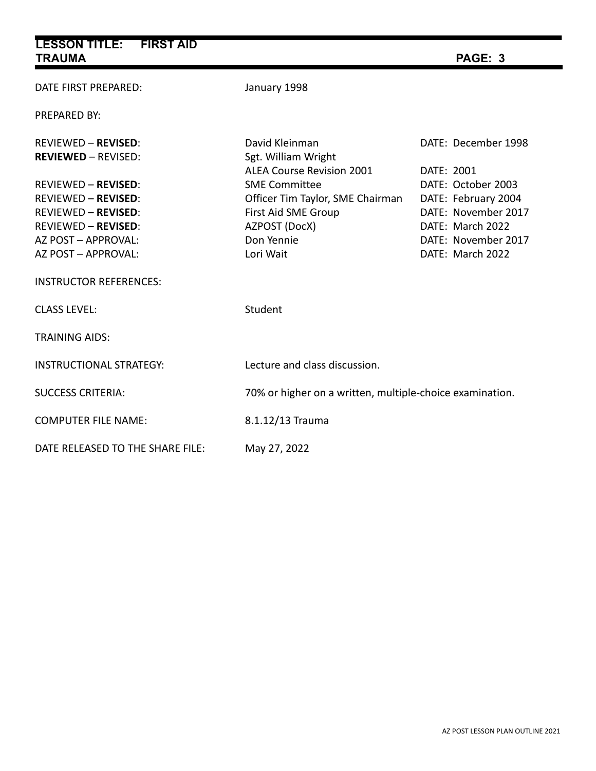| | | |
|---|---|---|
| DATE FIRST PREPARED: | January 1998 | |
| PREPARED BY: | | |
| REVIEWED – **REVISED**: | David Kleinman | DATE: December 1998 |
| **REVIEWED** – REVISED: | Sgt. William Wright | |
| | ALEA Course Revision 2001 | DATE: 2001 |
| REVIEWED – **REVISED**: | SME Committee | DATE: October 2003 |
| REVIEWED – **REVISED**: | Officer Tim Taylor, SME Chairman | DATE: February 2004 |
| REVIEWED – **REVISED**: | First Aid SME Group | DATE: November 2017 |
| REVIEWED – **REVISED**: | AZPOST (DocX) | DATE: March 2022 |
| AZ POST – APPROVAL: | Don Yennie | DATE: November 2017 |
| AZ POST – APPROVAL: | Lori Wait | DATE: March 2022 |
| INSTRUCTOR REFERENCES: | | |
| CLASS LEVEL: | Student | |
| TRAINING AIDS: | | |
| INSTRUCTIONAL STRATEGY: | Lecture and class discussion. | |
| SUCCESS CRITERIA: | 70% or higher on a written, multiple-choice examination. | |
| COMPUTER FILE NAME: | 8.1.12/13 Trauma | |
| DATE RELEASED TO THE SHARE FILE: | May 27, 2022 | |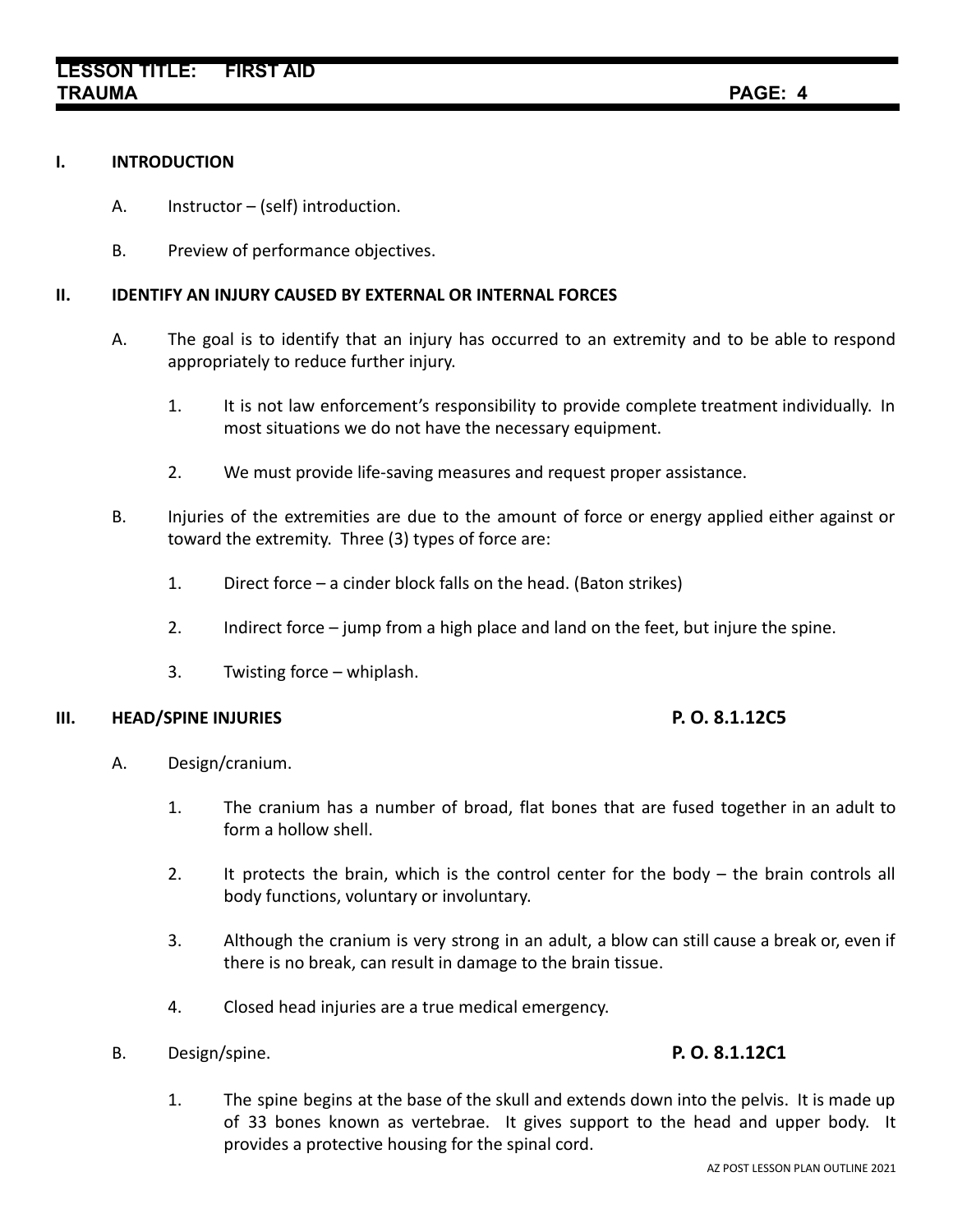## I. INTRODUCTION

A. Instructor – (self) introduction.

B. Preview of performance objectives.

## II. IDENTIFY AN INJURY CAUSED BY EXTERNAL OR INTERNAL FORCES

A. The goal is to identify that an injury has occurred to an extremity and to be able to respond appropriately to reduce further injury.

1. It is not law enforcement's responsibility to provide complete treatment individually. In most situations we do not have the necessary equipment.

2. We must provide life-saving measures and request proper assistance.

B. Injuries of the extremities are due to the amount of force or energy applied either against or toward the extremity. Three (3) types of force are:

1. Direct force – a cinder block falls on the head. (Baton strikes)

2. Indirect force – jump from a high place and land on the feet, but injure the spine.

3. Twisting force – whiplash.

## III. HEAD/SPINE INJURIES **P. O. 8.1.12C5**

A. Design/cranium.

1. The cranium has a number of broad, flat bones that are fused together in an adult to form a hollow shell.

2. It protects the brain, which is the control center for the body – the brain controls all body functions, voluntary or involuntary.

3. Although the cranium is very strong in an adult, a blow can still cause a break or, even if there is no break, can result in damage to the brain tissue.

4. Closed head injuries are a true medical emergency.

B. Design/spine. **P. O. 8.1.12C1**

1. The spine begins at the base of the skull and extends down into the pelvis. It is made up of 33 bones known as vertebrae. It gives support to the head and upper body. It provides a protective housing for the spinal cord.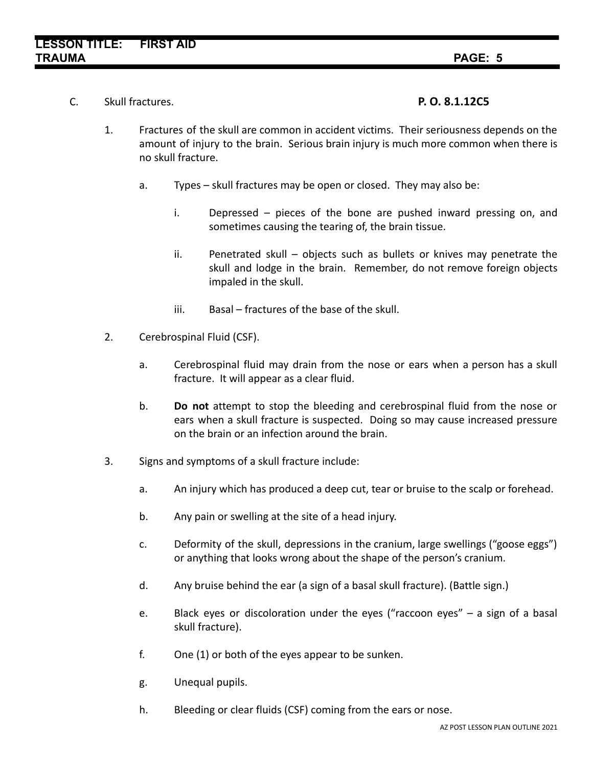C. Skull fractures. **P. O. 8.1.12C5**

1. Fractures of the skull are common in accident victims. Their seriousness depends on the amount of injury to the brain. Serious brain injury is much more common when there is no skull fracture.

   a. Types – skull fractures may be open or closed. They may also be:

      i. Depressed – pieces of the bone are pushed inward pressing on, and sometimes causing the tearing of, the brain tissue.

      ii. Penetrated skull – objects such as bullets or knives may penetrate the skull and lodge in the brain. Remember, do not remove foreign objects impaled in the skull.

      iii. Basal – fractures of the base of the skull.

2. Cerebrospinal Fluid (CSF).

   a. Cerebrospinal fluid may drain from the nose or ears when a person has a skull fracture. It will appear as a clear fluid.

   b. **Do not** attempt to stop the bleeding and cerebrospinal fluid from the nose or ears when a skull fracture is suspected. Doing so may cause increased pressure on the brain or an infection around the brain.

3. Signs and symptoms of a skull fracture include:

   a. An injury which has produced a deep cut, tear or bruise to the scalp or forehead.

   b. Any pain or swelling at the site of a head injury.

   c. Deformity of the skull, depressions in the cranium, large swellings ("goose eggs") or anything that looks wrong about the shape of the person's cranium.

   d. Any bruise behind the ear (a sign of a basal skull fracture). (Battle sign.)

   e. Black eyes or discoloration under the eyes ("raccoon eyes" – a sign of a basal skull fracture).

   f. One (1) or both of the eyes appear to be sunken.

   g. Unequal pupils.

   h. Bleeding or clear fluids (CSF) coming from the ears or nose.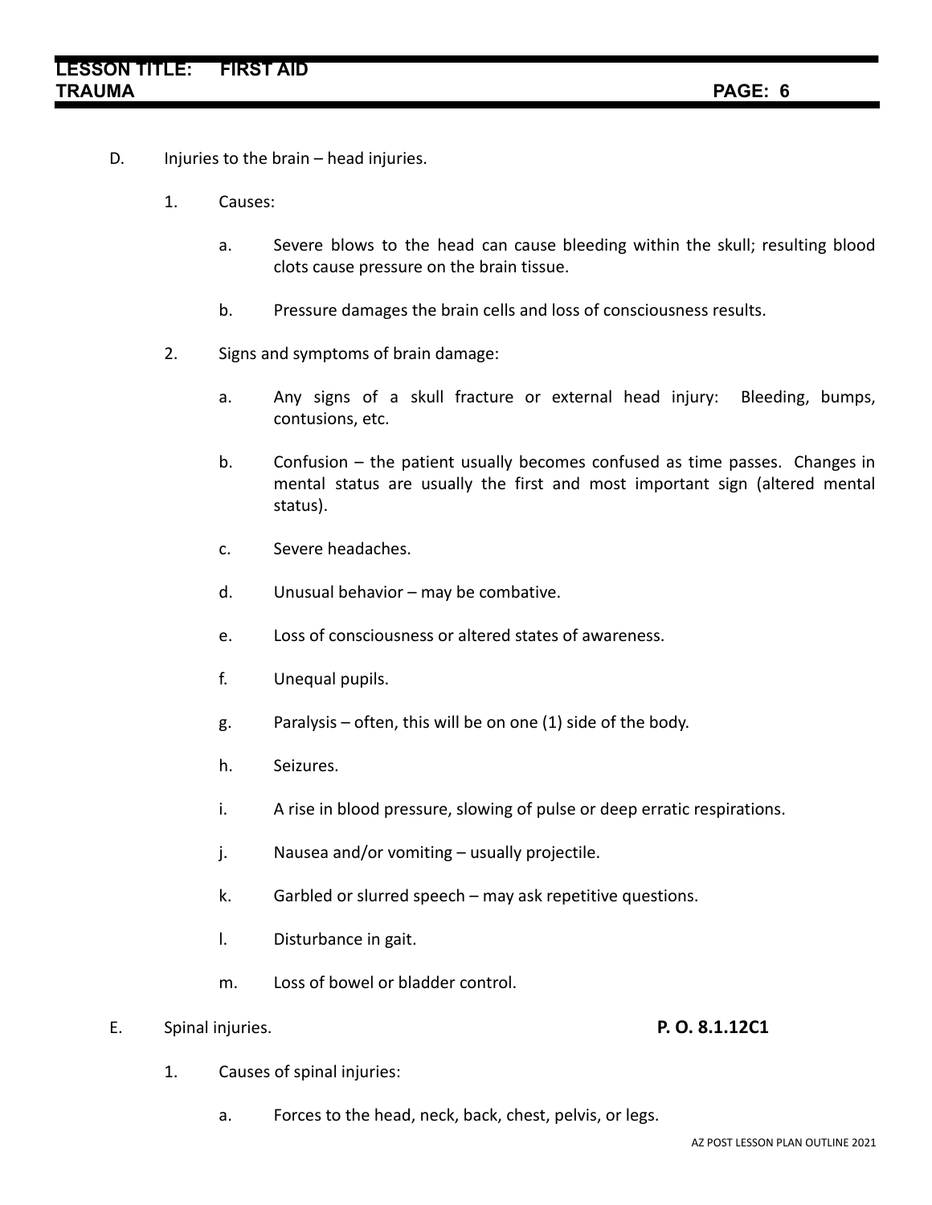D. Injuries to the brain – head injuries.

1. Causes:

   a. Severe blows to the head can cause bleeding within the skull; resulting blood clots cause pressure on the brain tissue.

   b. Pressure damages the brain cells and loss of consciousness results.

2. Signs and symptoms of brain damage:

   a. Any signs of a skull fracture or external head injury: Bleeding, bumps, contusions, etc.

   b. Confusion – the patient usually becomes confused as time passes. Changes in mental status are usually the first and most important sign (altered mental status).

   c. Severe headaches.

   d. Unusual behavior – may be combative.

   e. Loss of consciousness or altered states of awareness.

   f. Unequal pupils.

   g. Paralysis – often, this will be on one (1) side of the body.

   h. Seizures.

   i. A rise in blood pressure, slowing of pulse or deep erratic respirations.

   j. Nausea and/or vomiting – usually projectile.

   k. Garbled or slurred speech – may ask repetitive questions.

   l. Disturbance in gait.

   m. Loss of bowel or bladder control.

E. Spinal injuries. **P. O. 8.1.12C1**

1. Causes of spinal injuries:

   a. Forces to the head, neck, back, chest, pelvis, or legs.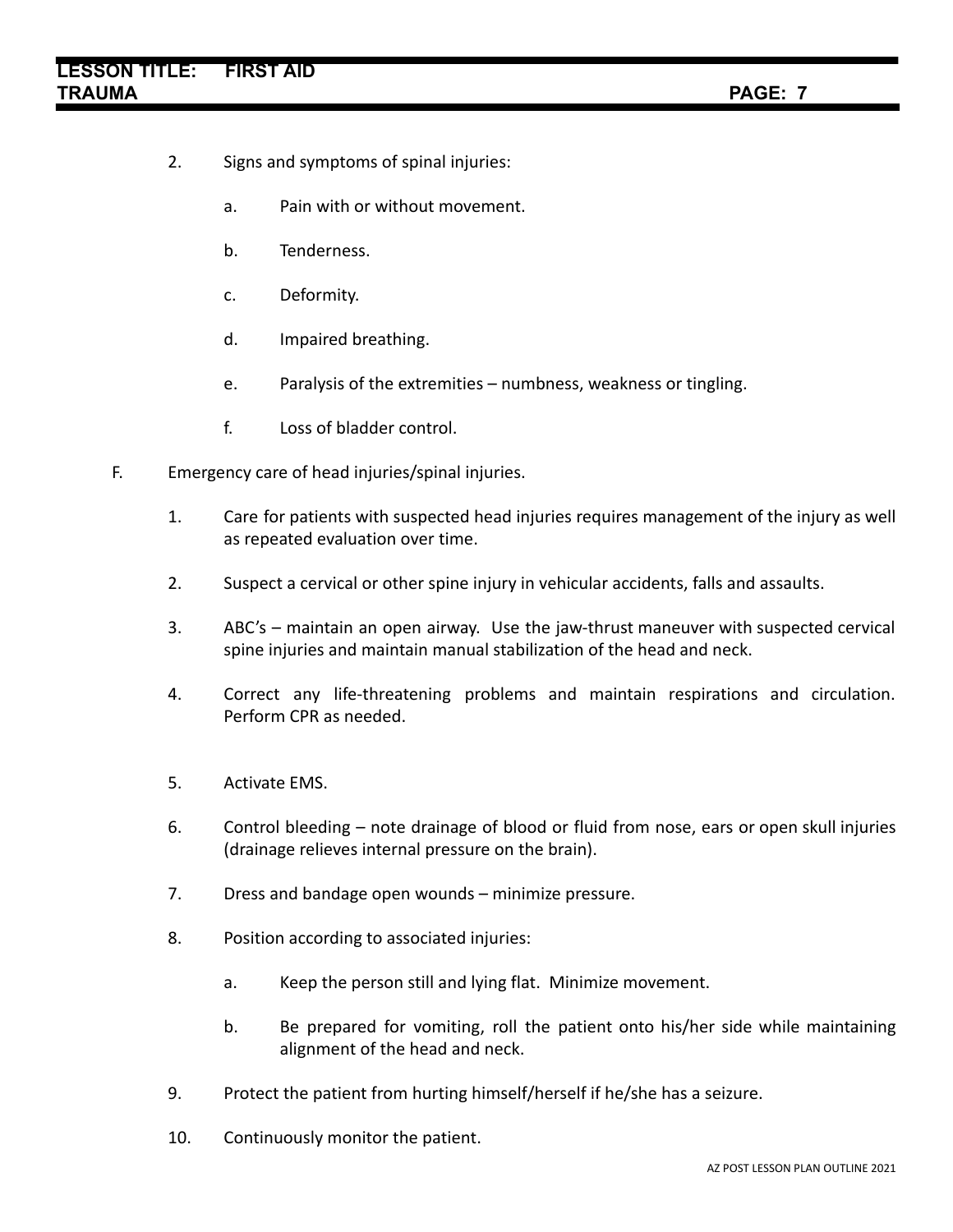2. Signs and symptoms of spinal injuries:

    a. Pain with or without movement.

    b. Tenderness.

    c. Deformity.

    d. Impaired breathing.

    e. Paralysis of the extremities – numbness, weakness or tingling.

    f. Loss of bladder control.

F. Emergency care of head injuries/spinal injuries.

1. Care for patients with suspected head injuries requires management of the injury as well as repeated evaluation over time.

2. Suspect a cervical or other spine injury in vehicular accidents, falls and assaults.

3. ABC's – maintain an open airway. Use the jaw-thrust maneuver with suspected cervical spine injuries and maintain manual stabilization of the head and neck.

4. Correct any life-threatening problems and maintain respirations and circulation. Perform CPR as needed.

5. Activate EMS.

6. Control bleeding – note drainage of blood or fluid from nose, ears or open skull injuries (drainage relieves internal pressure on the brain).

7. Dress and bandage open wounds – minimize pressure.

8. Position according to associated injuries:

    a. Keep the person still and lying flat. Minimize movement.

    b. Be prepared for vomiting, roll the patient onto his/her side while maintaining alignment of the head and neck.

9. Protect the patient from hurting himself/herself if he/she has a seizure.

10. Continuously monitor the patient.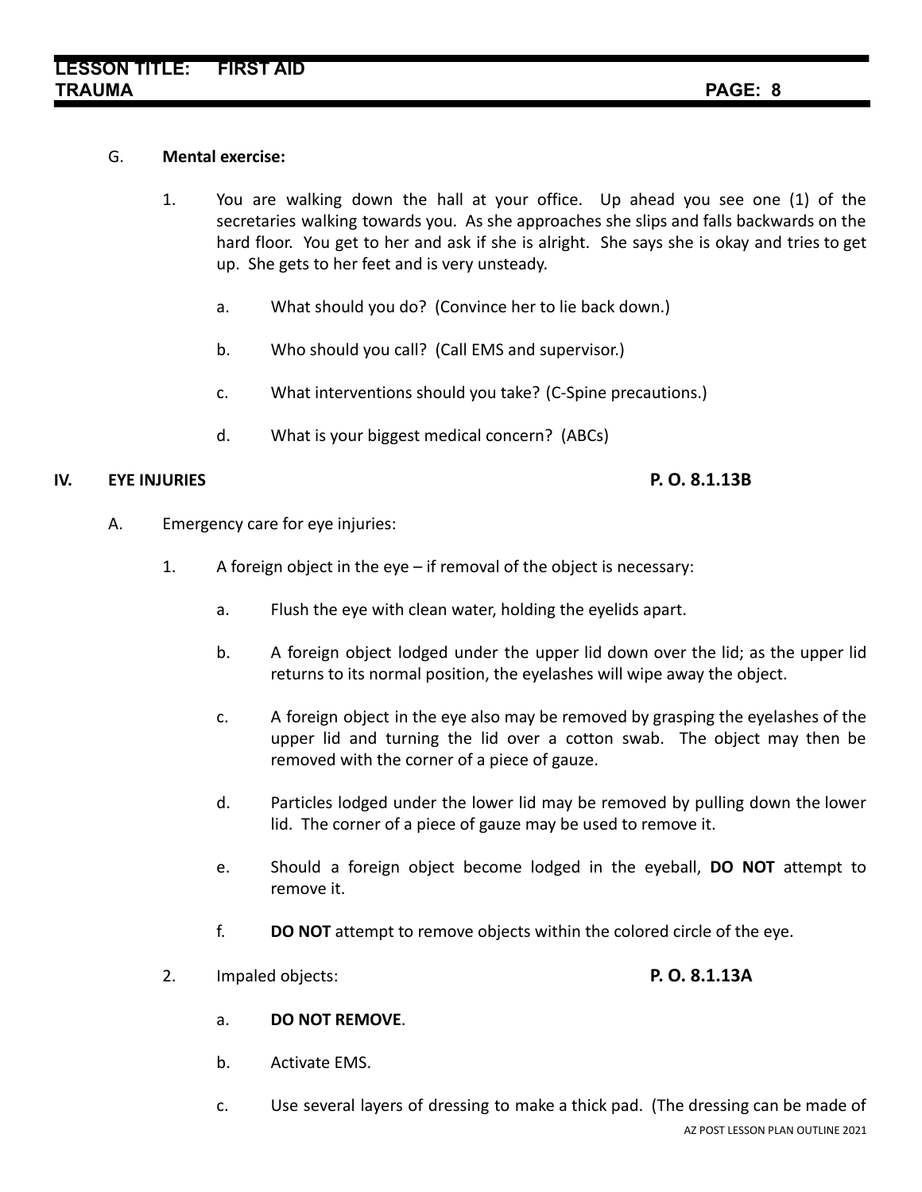G. **Mental exercise:**

1. You are walking down the hall at your office. Up ahead you see one (1) of the secretaries walking towards you. As she approaches she slips and falls backwards on the hard floor. You get to her and ask if she is alright. She says she is okay and tries to get up. She gets to her feet and is very unsteady.

   a. What should you do? (Convince her to lie back down.)

   b. Who should you call? (Call EMS and supervisor.)

   c. What interventions should you take? (C-Spine precautions.)

   d. What is your biggest medical concern? (ABCs)

## IV. EYE INJURIES **P. O. 8.1.13B**

A. Emergency care for eye injuries:

1. A foreign object in the eye – if removal of the object is necessary:

   a. Flush the eye with clean water, holding the eyelids apart.

   b. A foreign object lodged under the upper lid down over the lid; as the upper lid returns to its normal position, the eyelashes will wipe away the object.

   c. A foreign object in the eye also may be removed by grasping the eyelashes of the upper lid and turning the lid over a cotton swab. The object may then be removed with the corner of a piece of gauze.

   d. Particles lodged under the lower lid may be removed by pulling down the lower lid. The corner of a piece of gauze may be used to remove it.

   e. Should a foreign object become lodged in the eyeball, **DO NOT** attempt to remove it.

   f. **DO NOT** attempt to remove objects within the colored circle of the eye.

2. Impaled objects: **P. O. 8.1.13A**

   a. **DO NOT REMOVE**.

   b. Activate EMS.

   c. Use several layers of dressing to make a thick pad. (The dressing can be made of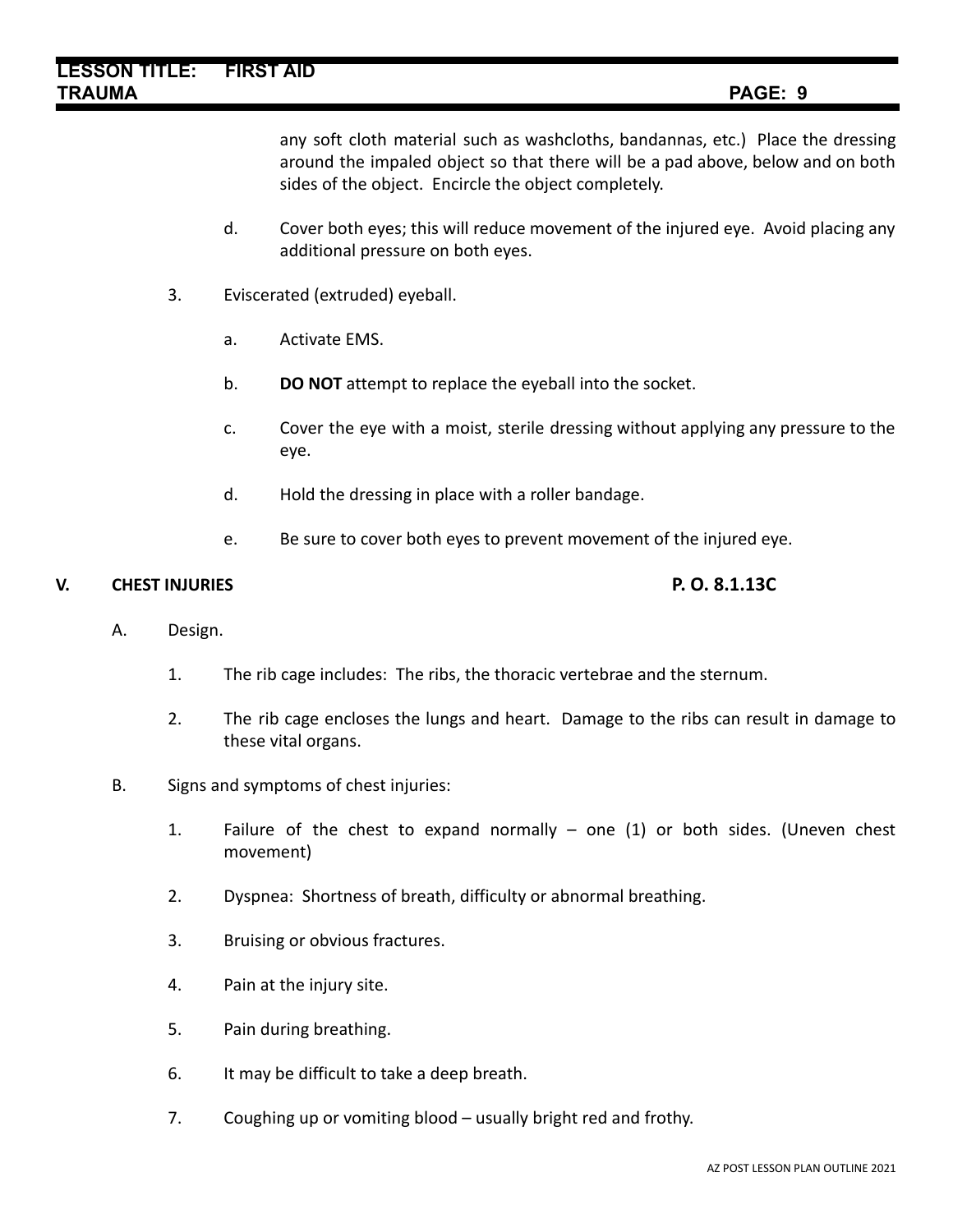any soft cloth material such as washcloths, bandannas, etc.) Place the dressing around the impaled object so that there will be a pad above, below and on both sides of the object. Encircle the object completely.

d. Cover both eyes; this will reduce movement of the injured eye. Avoid placing any additional pressure on both eyes.

3. Eviscerated (extruded) eyeball.

a. Activate EMS.

b. **DO NOT** attempt to replace the eyeball into the socket.

c. Cover the eye with a moist, sterile dressing without applying any pressure to the eye.

d. Hold the dressing in place with a roller bandage.

e. Be sure to cover both eyes to prevent movement of the injured eye.

## V. CHEST INJURIES — P. O. 8.1.13C

A. Design.

1. The rib cage includes: The ribs, the thoracic vertebrae and the sternum.

2. The rib cage encloses the lungs and heart. Damage to the ribs can result in damage to these vital organs.

B. Signs and symptoms of chest injuries:

1. Failure of the chest to expand normally – one (1) or both sides. (Uneven chest movement)

2. Dyspnea: Shortness of breath, difficulty or abnormal breathing.

3. Bruising or obvious fractures.

4. Pain at the injury site.

5. Pain during breathing.

6. It may be difficult to take a deep breath.

7. Coughing up or vomiting blood – usually bright red and frothy.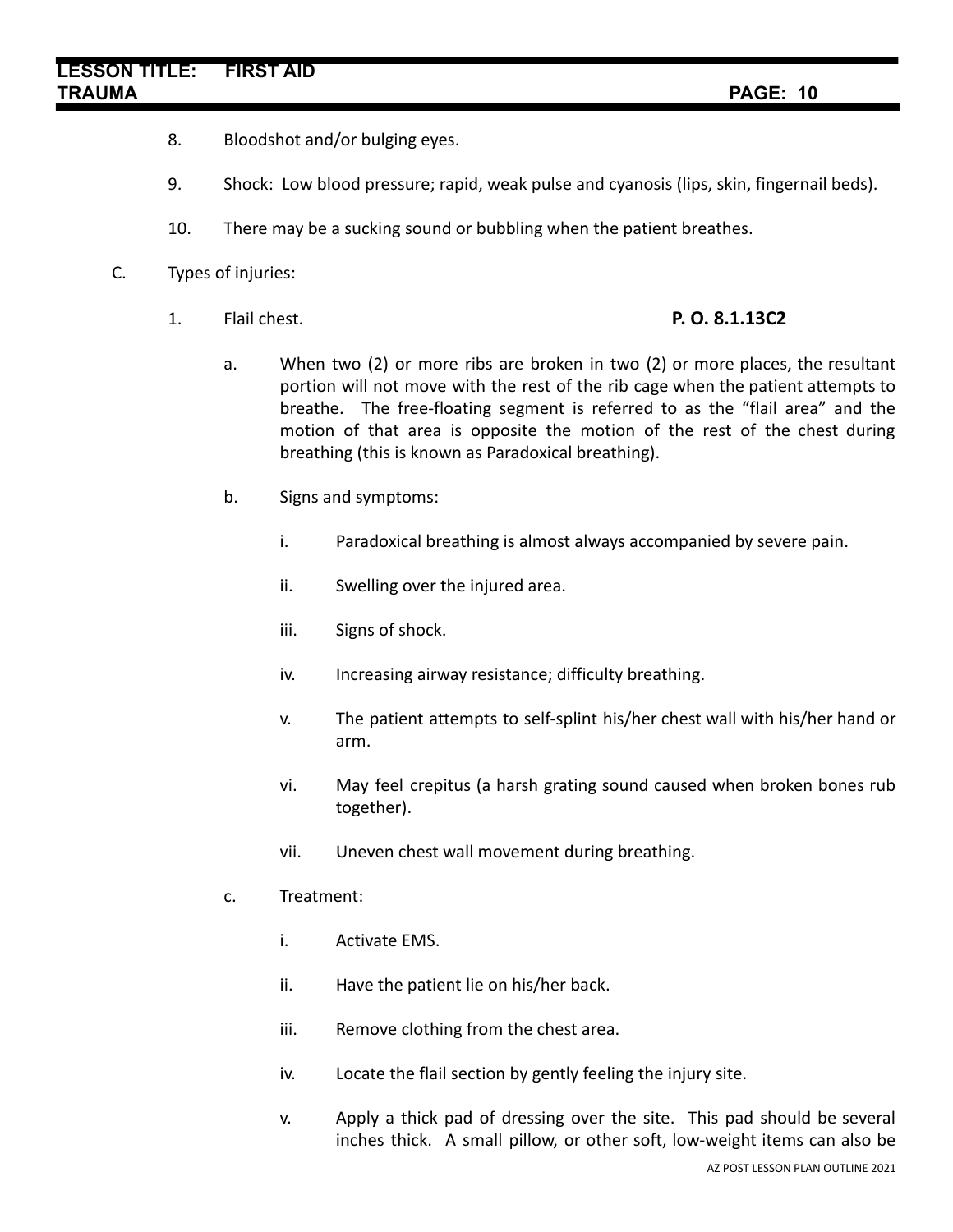8. Bloodshot and/or bulging eyes.

9. Shock: Low blood pressure; rapid, weak pulse and cyanosis (lips, skin, fingernail beds).

10. There may be a sucking sound or bubbling when the patient breathes.

C. Types of injuries:

1. Flail chest. **P. O. 8.1.13C2**

   a. When two (2) or more ribs are broken in two (2) or more places, the resultant portion will not move with the rest of the rib cage when the patient attempts to breathe. The free-floating segment is referred to as the "flail area" and the motion of that area is opposite the motion of the rest of the chest during breathing (this is known as Paradoxical breathing).

   b. Signs and symptoms:

      i. Paradoxical breathing is almost always accompanied by severe pain.

      ii. Swelling over the injured area.

      iii. Signs of shock.

      iv. Increasing airway resistance; difficulty breathing.

      v. The patient attempts to self-splint his/her chest wall with his/her hand or arm.

      vi. May feel crepitus (a harsh grating sound caused when broken bones rub together).

      vii. Uneven chest wall movement during breathing.

   c. Treatment:

      i. Activate EMS.

      ii. Have the patient lie on his/her back.

      iii. Remove clothing from the chest area.

      iv. Locate the flail section by gently feeling the injury site.

      v. Apply a thick pad of dressing over the site. This pad should be several inches thick. A small pillow, or other soft, low-weight items can also be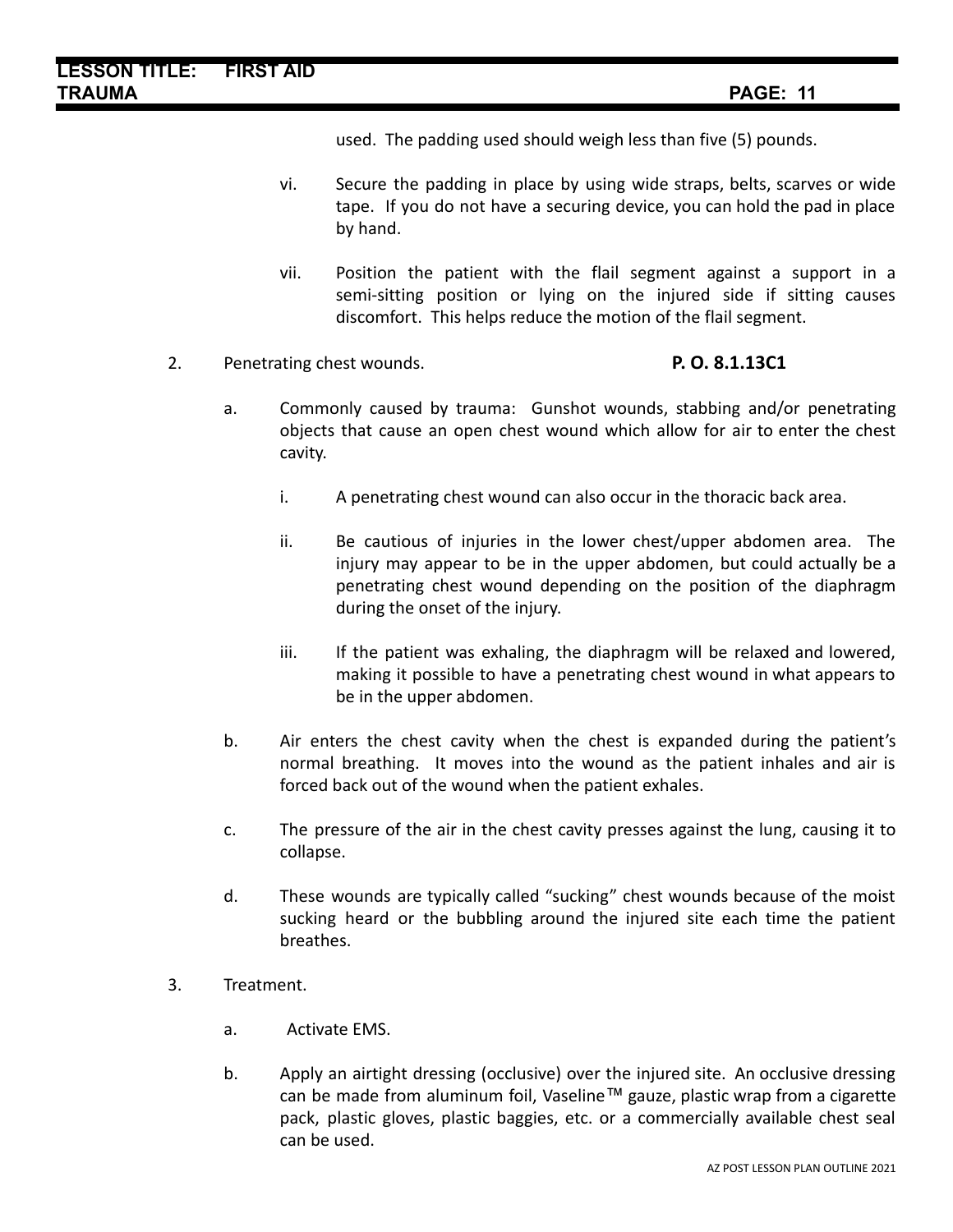used. The padding used should weigh less than five (5) pounds.

vi. Secure the padding in place by using wide straps, belts, scarves or wide tape. If you do not have a securing device, you can hold the pad in place by hand.

vii. Position the patient with the flail segment against a support in a semi-sitting position or lying on the injured side if sitting causes discomfort. This helps reduce the motion of the flail segment.

2. Penetrating chest wounds. **P. O. 8.1.13C1**

   a. Commonly caused by trauma: Gunshot wounds, stabbing and/or penetrating objects that cause an open chest wound which allow for air to enter the chest cavity.

      i. A penetrating chest wound can also occur in the thoracic back area.

      ii. Be cautious of injuries in the lower chest/upper abdomen area. The injury may appear to be in the upper abdomen, but could actually be a penetrating chest wound depending on the position of the diaphragm during the onset of the injury.

      iii. If the patient was exhaling, the diaphragm will be relaxed and lowered, making it possible to have a penetrating chest wound in what appears to be in the upper abdomen.

   b. Air enters the chest cavity when the chest is expanded during the patient's normal breathing. It moves into the wound as the patient inhales and air is forced back out of the wound when the patient exhales.

   c. The pressure of the air in the chest cavity presses against the lung, causing it to collapse.

   d. These wounds are typically called "sucking" chest wounds because of the moist sucking heard or the bubbling around the injured site each time the patient breathes.

3. Treatment.

   a. Activate EMS.

   b. Apply an airtight dressing (occlusive) over the injured site. An occlusive dressing can be made from aluminum foil, Vaseline™ gauze, plastic wrap from a cigarette pack, plastic gloves, plastic baggies, etc. or a commercially available chest seal can be used.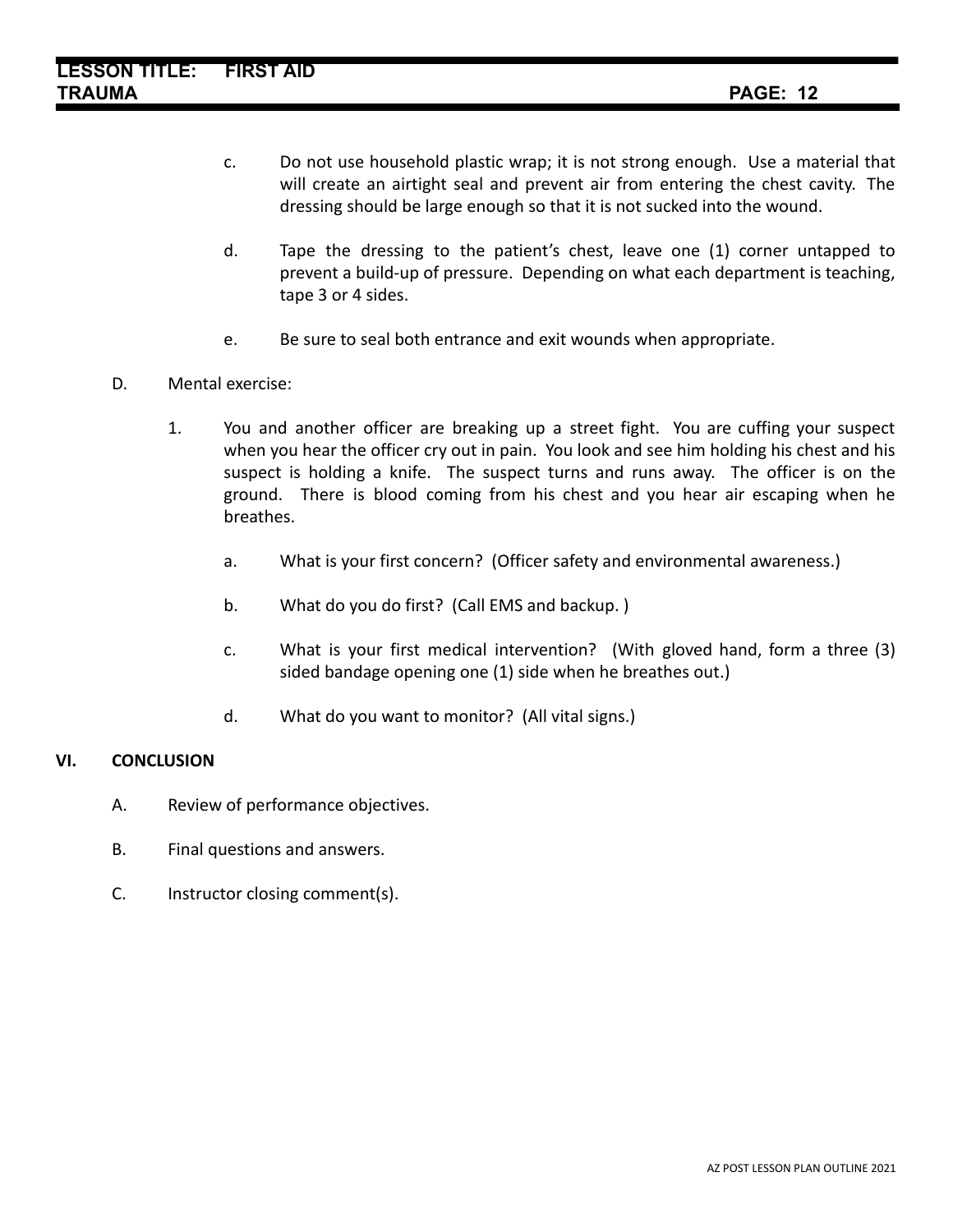c. Do not use household plastic wrap; it is not strong enough. Use a material that will create an airtight seal and prevent air from entering the chest cavity. The dressing should be large enough so that it is not sucked into the wound.

d. Tape the dressing to the patient's chest, leave one (1) corner untapped to prevent a build-up of pressure. Depending on what each department is teaching, tape 3 or 4 sides.

e. Be sure to seal both entrance and exit wounds when appropriate.

D. Mental exercise:

1. You and another officer are breaking up a street fight. You are cuffing your suspect when you hear the officer cry out in pain. You look and see him holding his chest and his suspect is holding a knife. The suspect turns and runs away. The officer is on the ground. There is blood coming from his chest and you hear air escaping when he breathes.

   a. What is your first concern? (Officer safety and environmental awareness.)

   b. What do you do first? (Call EMS and backup. )

   c. What is your first medical intervention? (With gloved hand, form a three (3) sided bandage opening one (1) side when he breathes out.)

   d. What do you want to monitor? (All vital signs.)

## VI. CONCLUSION

A. Review of performance objectives.

B. Final questions and answers.

C. Instructor closing comment(s).